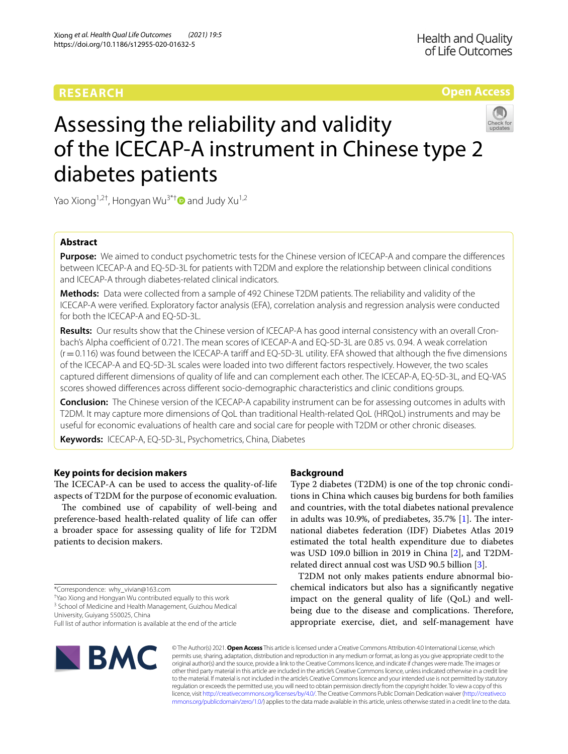RESEARCH

Open Access

# Assessing the reliability and validity of the ICECAP-A instrument in Chinese type 2 diabetes patients

Yao Xiong[1,2†], Hongyan Wu[3*†] and Judy Xu[1,2]

## Abstract

**Purpose:** We aimed to conduct psychometric tests for the Chinese version of ICECAP-A and compare the differences between ICECAP-A and EQ-5D-3L for patients with T2DM and explore the relationship between clinical conditions and ICECAP-A through diabetes-related clinical indicators.

**Methods:** Data were collected from a sample of 492 Chinese T2DM patients. The reliability and validity of the ICECAP-A were verified. Exploratory factor analysis (EFA), correlation analysis and regression analysis were conducted for both the ICECAP-A and EQ-5D-3L.

**Results:** Our results show that the Chinese version of ICECAP-A has good internal consistency with an overall Cronbach's Alpha coefficient of 0.721. The mean scores of ICECAP-A and EQ-5D-3L are 0.85 vs. 0.94. A weak correlation ($r = 0.116$) was found between the ICECAP-A tariff and EQ-5D-3L utility. EFA showed that although the five dimensions of the ICECAP-A and EQ-5D-3L scales were loaded into two different factors respectively. However, the two scales captured different dimensions of quality of life and can complement each other. The ICECAP-A, EQ-5D-3L, and EQ-VAS scores showed differences across different socio-demographic characteristics and clinic conditions groups.

**Conclusion:** The Chinese version of the ICECAP-A capability instrument can be for assessing outcomes in adults with T2DM. It may capture more dimensions of QoL than traditional Health-related QoL (HRQoL) instruments and may be useful for economic evaluations of health care and social care for people with T2DM or other chronic diseases.

**Keywords:** ICECAP-A, EQ-5D-3L, Psychometrics, China, Diabetes

## Key points for decision makers

The ICECAP-A can be used to access the quality-of-life aspects of T2DM for the purpose of economic evaluation.

The combined use of capability of well-being and preference-based health-related quality of life can offer a broader space for assessing quality of life for T2DM patients to decision makers.

*Correspondence: why_vivian@163.com

†Yao Xiong and Hongyan Wu contributed equally to this work

[3] School of Medicine and Health Management, Guizhou Medical University, Guiyang 550025, China

Full list of author information is available at the end of the article

## Background

Type 2 diabetes (T2DM) is one of the top chronic conditions in China which causes big burdens for both families and countries, with the total diabetes national prevalence in adults was 10.9%, of prediabetes, 35.7% [1]. The international diabetes federation (IDF) Diabetes Atlas 2019 estimated the total health expenditure due to diabetes was USD 109.0 billion in 2019 in China [2], and T2DM-related direct annual cost was USD 90.5 billion [3].

T2DM not only makes patients endure abnormal biochemical indicators but also has a significantly negative impact on the general quality of life (QoL) and well-being due to the disease and complications. Therefore, appropriate exercise, diet, and self-management have

© The Author(s) 2021. **Open Access** This article is licensed under a Creative Commons Attribution 4.0 International License, which permits use, sharing, adaptation, distribution and reproduction in any medium or format, as long as you give appropriate credit to the original author(s) and the source, provide a link to the Creative Commons licence, and indicate if changes were made. The images or other third party material in this article are included in the article's Creative Commons licence, unless indicated otherwise in a credit line to the material. If material is not included in the article's Creative Commons licence and your intended use is not permitted by statutory regulation or exceeds the permitted use, you will need to obtain permission directly from the copyright holder. To view a copy of this licence, visit http://creativecommons.org/licenses/by/4.0/. The Creative Commons Public Domain Dedication waiver (http://creativecommons.org/publicdomain/zero/1.0/) applies to the data made available in this article, unless otherwise stated in a credit line to the data.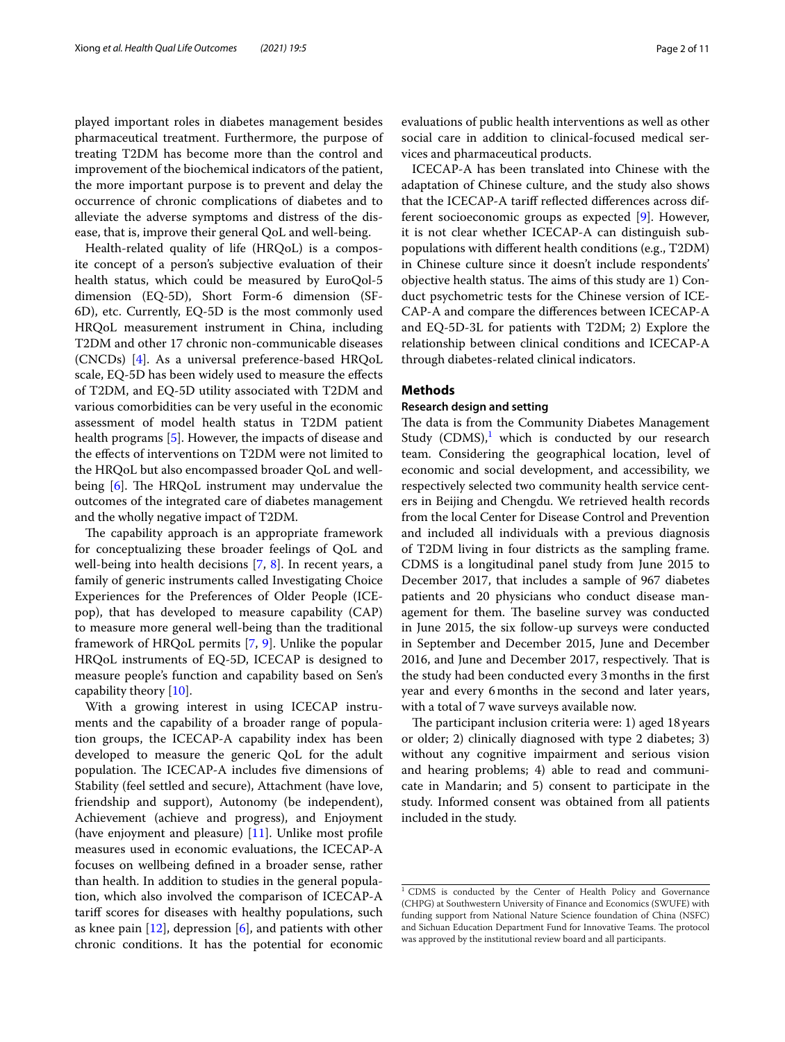played important roles in diabetes management besides pharmaceutical treatment. Furthermore, the purpose of treating T2DM has become more than the control and improvement of the biochemical indicators of the patient, the more important purpose is to prevent and delay the occurrence of chronic complications of diabetes and to alleviate the adverse symptoms and distress of the disease, that is, improve their general QoL and well-being.

Health-related quality of life (HRQoL) is a composite concept of a person's subjective evaluation of their health status, which could be measured by EuroQol-5 dimension (EQ-5D), Short Form-6 dimension (SF-6D), etc. Currently, EQ-5D is the most commonly used HRQoL measurement instrument in China, including T2DM and other 17 chronic non-communicable diseases (CNCDs) [4]. As a universal preference-based HRQoL scale, EQ-5D has been widely used to measure the effects of T2DM, and EQ-5D utility associated with T2DM and various comorbidities can be very useful in the economic assessment of model health status in T2DM patient health programs [5]. However, the impacts of disease and the effects of interventions on T2DM were not limited to the HRQoL but also encompassed broader QoL and well-being [6]. The HRQoL instrument may undervalue the outcomes of the integrated care of diabetes management and the wholly negative impact of T2DM.

The capability approach is an appropriate framework for conceptualizing these broader feelings of QoL and well-being into health decisions [7, 8]. In recent years, a family of generic instruments called Investigating Choice Experiences for the Preferences of Older People (ICEpop), that has developed to measure capability (CAP) to measure more general well-being than the traditional framework of HRQoL permits [7, 9]. Unlike the popular HRQoL instruments of EQ-5D, ICECAP is designed to measure people's function and capability based on Sen's capability theory [10].

With a growing interest in using ICECAP instruments and the capability of a broader range of population groups, the ICECAP-A capability index has been developed to measure the generic QoL for the adult population. The ICECAP-A includes five dimensions of Stability (feel settled and secure), Attachment (have love, friendship and support), Autonomy (be independent), Achievement (achieve and progress), and Enjoyment (have enjoyment and pleasure) [11]. Unlike most profile measures used in economic evaluations, the ICECAP-A focuses on wellbeing defined in a broader sense, rather than health. In addition to studies in the general population, which also involved the comparison of ICECAP-A tariff scores for diseases with healthy populations, such as knee pain [12], depression [6], and patients with other chronic conditions. It has the potential for economic evaluations of public health interventions as well as other social care in addition to clinical-focused medical services and pharmaceutical products.

ICECAP-A has been translated into Chinese with the adaptation of Chinese culture, and the study also shows that the ICECAP-A tariff reflected differences across different socioeconomic groups as expected [9]. However, it is not clear whether ICECAP-A can distinguish subpopulations with different health conditions (e.g., T2DM) in Chinese culture since it doesn't include respondents' objective health status. The aims of this study are 1) Conduct psychometric tests for the Chinese version of ICECAP-A and compare the differences between ICECAP-A and EQ-5D-3L for patients with T2DM; 2) Explore the relationship between clinical conditions and ICECAP-A through diabetes-related clinical indicators.

## Methods

### Research design and setting

The data is from the Community Diabetes Management Study (CDMS),[1] which is conducted by our research team. Considering the geographical location, level of economic and social development, and accessibility, we respectively selected two community health service centers in Beijing and Chengdu. We retrieved health records from the local Center for Disease Control and Prevention and included all individuals with a previous diagnosis of T2DM living in four districts as the sampling frame. CDMS is a longitudinal panel study from June 2015 to December 2017, that includes a sample of 967 diabetes patients and 20 physicians who conduct disease management for them. The baseline survey was conducted in June 2015, the six follow-up surveys were conducted in September and December 2015, June and December 2016, and June and December 2017, respectively. That is the study had been conducted every 3 months in the first year and every 6 months in the second and later years, with a total of 7 wave surveys available now.

The participant inclusion criteria were: 1) aged 18 years or older; 2) clinically diagnosed with type 2 diabetes; 3) without any cognitive impairment and serious vision and hearing problems; 4) able to read and communicate in Mandarin; and 5) consent to participate in the study. Informed consent was obtained from all patients included in the study.

---

[1] CDMS is conducted by the Center of Health Policy and Governance (CHPG) at Southwestern University of Finance and Economics (SWUFE) with funding support from National Nature Science foundation of China (NSFC) and Sichuan Education Department Fund for Innovative Teams. The protocol was approved by the institutional review board and all participants.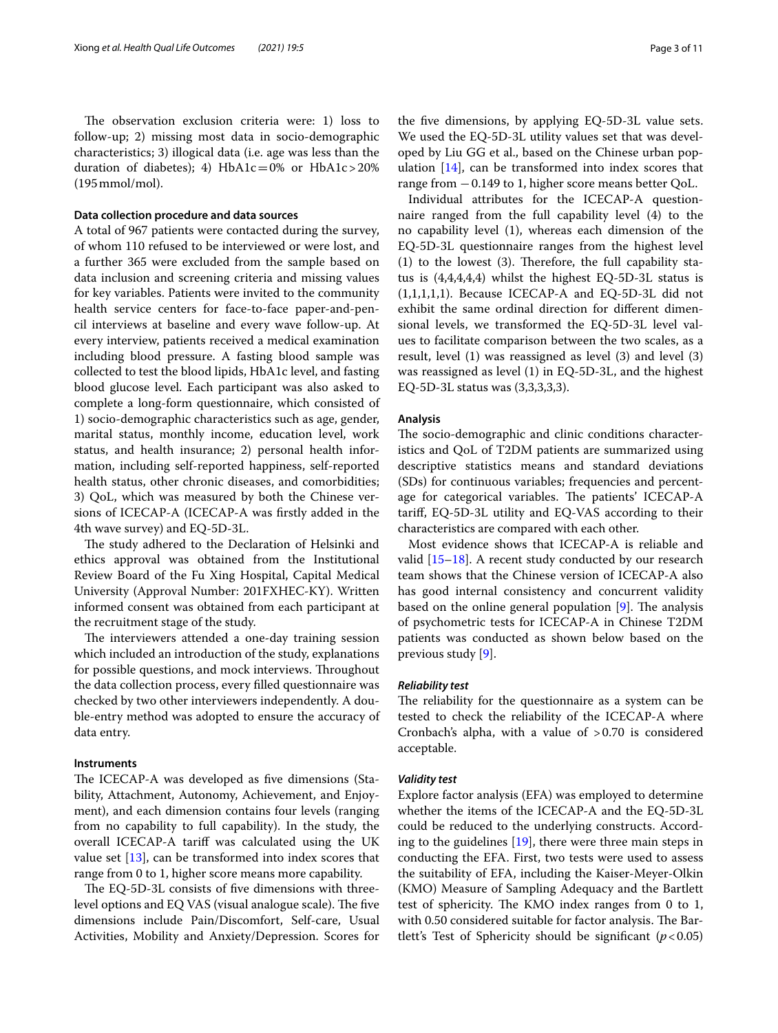The observation exclusion criteria were: 1) loss to follow-up; 2) missing most data in socio-demographic characteristics; 3) illogical data (i.e. age was less than the duration of diabetes); 4) HbA1c = 0% or HbA1c > 20% (195 mmol/mol).

### Data collection procedure and data sources

A total of 967 patients were contacted during the survey, of whom 110 refused to be interviewed or were lost, and a further 365 were excluded from the sample based on data inclusion and screening criteria and missing values for key variables. Patients were invited to the community health service centers for face-to-face paper-and-pencil interviews at baseline and every wave follow-up. At every interview, patients received a medical examination including blood pressure. A fasting blood sample was collected to test the blood lipids, HbA1c level, and fasting blood glucose level. Each participant was also asked to complete a long-form questionnaire, which consisted of 1) socio-demographic characteristics such as age, gender, marital status, monthly income, education level, work status, and health insurance; 2) personal health information, including self-reported happiness, self-reported health status, other chronic diseases, and comorbidities; 3) QoL, which was measured by both the Chinese versions of ICECAP-A (ICECAP-A was firstly added in the 4th wave survey) and EQ-5D-3L.

The study adhered to the Declaration of Helsinki and ethics approval was obtained from the Institutional Review Board of the Fu Xing Hospital, Capital Medical University (Approval Number: 201FXHEC-KY). Written informed consent was obtained from each participant at the recruitment stage of the study.

The interviewers attended a one-day training session which included an introduction of the study, explanations for possible questions, and mock interviews. Throughout the data collection process, every filled questionnaire was checked by two other interviewers independently. A double-entry method was adopted to ensure the accuracy of data entry.

### Instruments

The ICECAP-A was developed as five dimensions (Stability, Attachment, Autonomy, Achievement, and Enjoyment), and each dimension contains four levels (ranging from no capability to full capability). In the study, the overall ICECAP-A tariff was calculated using the UK value set [13], can be transformed into index scores that range from 0 to 1, higher score means more capability.

The EQ-5D-3L consists of five dimensions with three-level options and EQ VAS (visual analogue scale). The five dimensions include Pain/Discomfort, Self-care, Usual Activities, Mobility and Anxiety/Depression. Scores for the five dimensions, by applying EQ-5D-3L value sets. We used the EQ-5D-3L utility values set that was developed by Liu GG et al., based on the Chinese urban population [14], can be transformed into index scores that range from −0.149 to 1, higher score means better QoL.

Individual attributes for the ICECAP-A questionnaire ranged from the full capability level (4) to the no capability level (1), whereas each dimension of the EQ-5D-3L questionnaire ranges from the highest level (1) to the lowest (3). Therefore, the full capability status is (4,4,4,4,4) whilst the highest EQ-5D-3L status is (1,1,1,1,1). Because ICECAP-A and EQ-5D-3L did not exhibit the same ordinal direction for different dimensional levels, we transformed the EQ-5D-3L level values to facilitate comparison between the two scales, as a result, level (1) was reassigned as level (3) and level (3) was reassigned as level (1) in EQ-5D-3L, and the highest EQ-5D-3L status was (3,3,3,3,3).

### Analysis

The socio-demographic and clinic conditions characteristics and QoL of T2DM patients are summarized using descriptive statistics means and standard deviations (SDs) for continuous variables; frequencies and percentage for categorical variables. The patients' ICECAP-A tariff, EQ-5D-3L utility and EQ-VAS according to their characteristics are compared with each other.

Most evidence shows that ICECAP-A is reliable and valid [15–18]. A recent study conducted by our research team shows that the Chinese version of ICECAP-A also has good internal consistency and concurrent validity based on the online general population [9]. The analysis of psychometric tests for ICECAP-A in Chinese T2DM patients was conducted as shown below based on the previous study [9].

#### *Reliability test*

The reliability for the questionnaire as a system can be tested to check the reliability of the ICECAP-A where Cronbach's alpha, with a value of >0.70 is considered acceptable.

#### *Validity test*

Explore factor analysis (EFA) was employed to determine whether the items of the ICECAP-A and the EQ-5D-3L could be reduced to the underlying constructs. According to the guidelines [19], there were three main steps in conducting the EFA. First, two tests were used to assess the suitability of EFA, including the Kaiser-Meyer-Olkin (KMO) Measure of Sampling Adequacy and the Bartlett test of sphericity. The KMO index ranges from 0 to 1, with 0.50 considered suitable for factor analysis. The Bartlett's Test of Sphericity should be significant ($p < 0.05$)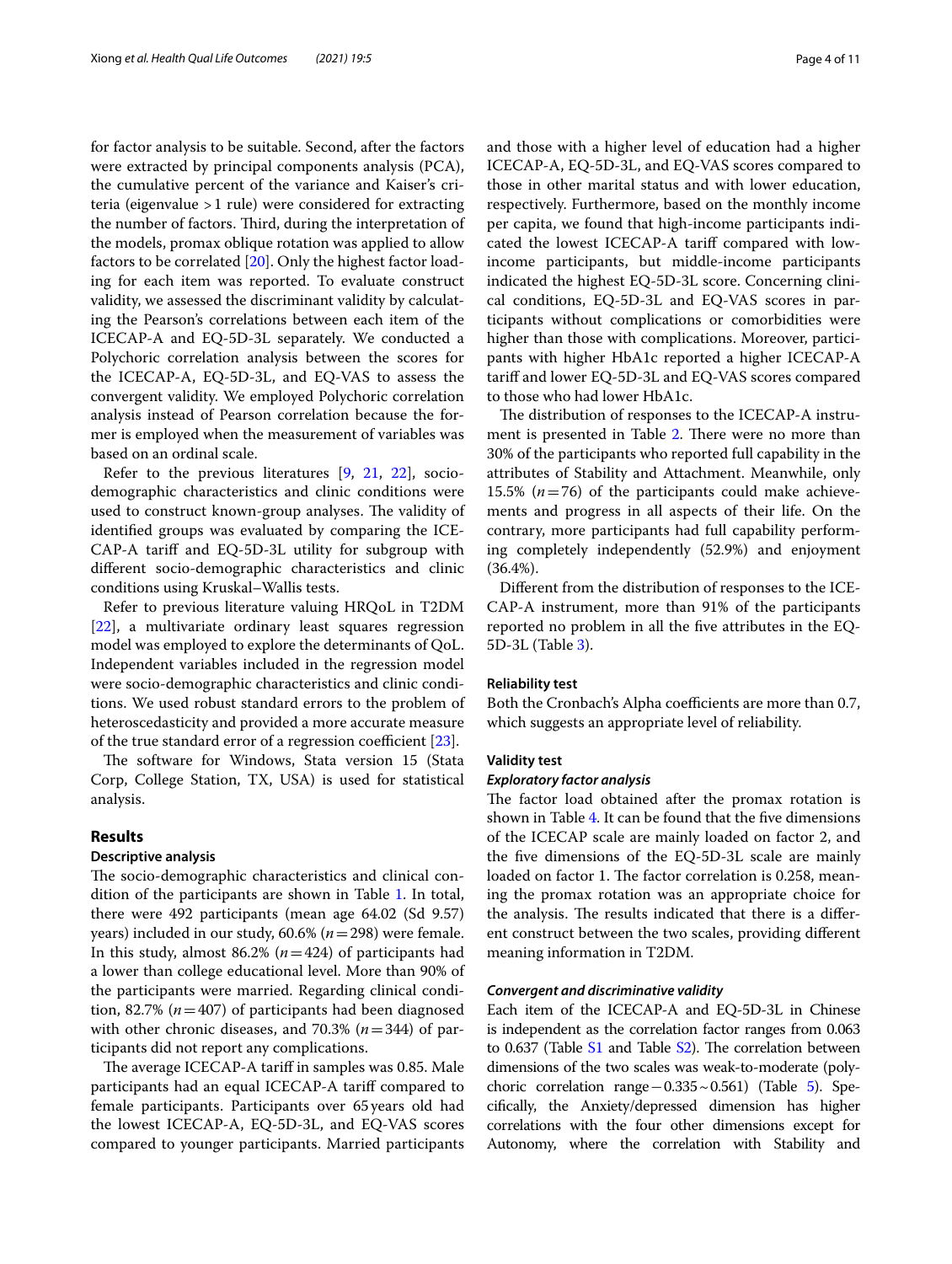for factor analysis to be suitable. Second, after the factors were extracted by principal components analysis (PCA), the cumulative percent of the variance and Kaiser's criteria (eigenvalue >1 rule) were considered for extracting the number of factors. Third, during the interpretation of the models, promax oblique rotation was applied to allow factors to be correlated [20]. Only the highest factor loading for each item was reported. To evaluate construct validity, we assessed the discriminant validity by calculating the Pearson's correlations between each item of the ICECAP-A and EQ-5D-3L separately. We conducted a Polychoric correlation analysis between the scores for the ICECAP-A, EQ-5D-3L, and EQ-VAS to assess the convergent validity. We employed Polychoric correlation analysis instead of Pearson correlation because the former is employed when the measurement of variables was based on an ordinal scale.

Refer to the previous literatures [9, 21, 22], socio-demographic characteristics and clinic conditions were used to construct known-group analyses. The validity of identified groups was evaluated by comparing the ICECAP-A tariff and EQ-5D-3L utility for subgroup with different socio-demographic characteristics and clinic conditions using Kruskal–Wallis tests.

Refer to previous literature valuing HRQoL in T2DM [22], a multivariate ordinary least squares regression model was employed to explore the determinants of QoL. Independent variables included in the regression model were socio-demographic characteristics and clinic conditions. We used robust standard errors to the problem of heteroscedasticity and provided a more accurate measure of the true standard error of a regression coefficient [23].

The software for Windows, Stata version 15 (Stata Corp, College Station, TX, USA) is used for statistical analysis.

## Results

### Descriptive analysis

The socio-demographic characteristics and clinical condition of the participants are shown in Table 1. In total, there were 492 participants (mean age 64.02 (Sd 9.57) years) included in our study, 60.6% ($n=298$) were female. In this study, almost 86.2% ($n=424$) of participants had a lower than college educational level. More than 90% of the participants were married. Regarding clinical condition, 82.7% ($n=407$) of participants had been diagnosed with other chronic diseases, and 70.3% ($n=344$) of participants did not report any complications.

The average ICECAP-A tariff in samples was 0.85. Male participants had an equal ICECAP-A tariff compared to female participants. Participants over 65 years old had the lowest ICECAP-A, EQ-5D-3L, and EQ-VAS scores compared to younger participants. Married participants and those with a higher level of education had a higher ICECAP-A, EQ-5D-3L, and EQ-VAS scores compared to those in other marital status and with lower education, respectively. Furthermore, based on the monthly income per capita, we found that high-income participants indicated the lowest ICECAP-A tariff compared with low-income participants, but middle-income participants indicated the highest EQ-5D-3L score. Concerning clinical conditions, EQ-5D-3L and EQ-VAS scores in participants without complications or comorbidities were higher than those with complications. Moreover, participants with higher HbA1c reported a higher ICECAP-A tariff and lower EQ-5D-3L and EQ-VAS scores compared to those who had lower HbA1c.

The distribution of responses to the ICECAP-A instrument is presented in Table 2. There were no more than 30% of the participants who reported full capability in the attributes of Stability and Attachment. Meanwhile, only 15.5% ($n=76$) of the participants could make achievements and progress in all aspects of their life. On the contrary, more participants had full capability performing completely independently (52.9%) and enjoyment (36.4%).

Different from the distribution of responses to the ICECAP-A instrument, more than 91% of the participants reported no problem in all the five attributes in the EQ-5D-3L (Table 3).

### Reliability test

Both the Cronbach's Alpha coefficients are more than 0.7, which suggests an appropriate level of reliability.

### Validity test

#### *Exploratory factor analysis*

The factor load obtained after the promax rotation is shown in Table 4. It can be found that the five dimensions of the ICECAP scale are mainly loaded on factor 2, and the five dimensions of the EQ-5D-3L scale are mainly loaded on factor 1. The factor correlation is 0.258, meaning the promax rotation was an appropriate choice for the analysis. The results indicated that there is a different construct between the two scales, providing different meaning information in T2DM.

#### *Convergent and discriminative validity*

Each item of the ICECAP-A and EQ-5D-3L in Chinese is independent as the correlation factor ranges from 0.063 to 0.637 (Table S1 and Table S2). The correlation between dimensions of the two scales was weak-to-moderate (polychoric correlation range −0.335~0.561) (Table 5). Specifically, the Anxiety/depressed dimension has higher correlations with the four other dimensions except for Autonomy, where the correlation with Stability and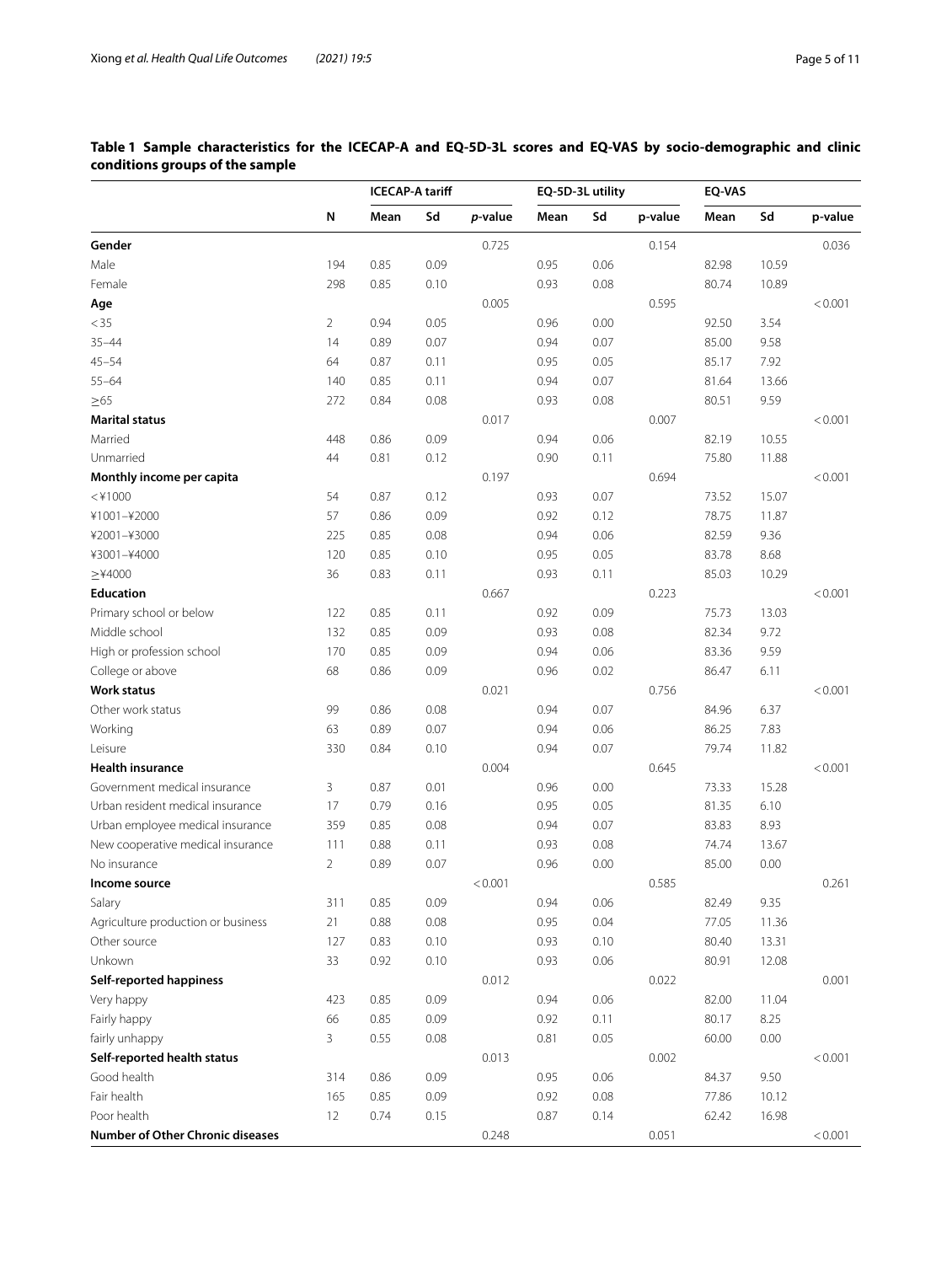**Table 1 Sample characteristics for the ICECAP-A and EQ-5D-3L scores and EQ-VAS by socio-demographic and clinic conditions groups of the sample**

| | N | ICECAP-A tariff | | | EQ-5D-3L utility | | | EQ-VAS | | |
|---|---|---|---|---|---|---|---|---|---|---|
| | | Mean | Sd | *p*-value | Mean | Sd | p-value | Mean | Sd | p-value |
| **Gender** | | | | 0.725 | | | 0.154 | | | 0.036 |
| Male | 194 | 0.85 | 0.09 | | 0.95 | 0.06 | | 82.98 | 10.59 | |
| Female | 298 | 0.85 | 0.10 | | 0.93 | 0.08 | | 80.74 | 10.89 | |
| **Age** | | | | 0.005 | | | 0.595 | | | < 0.001 |
| < 35 | 2 | 0.94 | 0.05 | | 0.96 | 0.00 | | 92.50 | 3.54 | |
| 35–44 | 14 | 0.89 | 0.07 | | 0.94 | 0.07 | | 85.00 | 9.58 | |
| 45–54 | 64 | 0.87 | 0.11 | | 0.95 | 0.05 | | 85.17 | 7.92 | |
| 55–64 | 140 | 0.85 | 0.11 | | 0.94 | 0.07 | | 81.64 | 13.66 | |
| ≥65 | 272 | 0.84 | 0.08 | | 0.93 | 0.08 | | 80.51 | 9.59 | |
| **Marital status** | | | | 0.017 | | | 0.007 | | | < 0.001 |
| Married | 448 | 0.86 | 0.09 | | 0.94 | 0.06 | | 82.19 | 10.55 | |
| Unmarried | 44 | 0.81 | 0.12 | | 0.90 | 0.11 | | 75.80 | 11.88 | |
| **Monthly income per capita** | | | | 0.197 | | | 0.694 | | | < 0.001 |
| < ¥1000 | 54 | 0.87 | 0.12 | | 0.93 | 0.07 | | 73.52 | 15.07 | |
| ¥1001–¥2000 | 57 | 0.86 | 0.09 | | 0.92 | 0.12 | | 78.75 | 11.87 | |
| ¥2001–¥3000 | 225 | 0.85 | 0.08 | | 0.94 | 0.06 | | 82.59 | 9.36 | |
| ¥3001–¥4000 | 120 | 0.85 | 0.10 | | 0.95 | 0.05 | | 83.78 | 8.68 | |
| ≥¥4000 | 36 | 0.83 | 0.11 | | 0.93 | 0.11 | | 85.03 | 10.29 | |
| **Education** | | | | 0.667 | | | 0.223 | | | < 0.001 |
| Primary school or below | 122 | 0.85 | 0.11 | | 0.92 | 0.09 | | 75.73 | 13.03 | |
| Middle school | 132 | 0.85 | 0.09 | | 0.93 | 0.08 | | 82.34 | 9.72 | |
| High or profession school | 170 | 0.85 | 0.09 | | 0.94 | 0.06 | | 83.36 | 9.59 | |
| College or above | 68 | 0.86 | 0.09 | | 0.96 | 0.02 | | 86.47 | 6.11 | |
| **Work status** | | | | 0.021 | | | 0.756 | | | < 0.001 |
| Other work status | 99 | 0.86 | 0.08 | | 0.94 | 0.07 | | 84.96 | 6.37 | |
| Working | 63 | 0.89 | 0.07 | | 0.94 | 0.06 | | 86.25 | 7.83 | |
| Leisure | 330 | 0.84 | 0.10 | | 0.94 | 0.07 | | 79.74 | 11.82 | |
| **Health insurance** | | | | 0.004 | | | 0.645 | | | < 0.001 |
| Government medical insurance | 3 | 0.87 | 0.01 | | 0.96 | 0.00 | | 73.33 | 15.28 | |
| Urban resident medical insurance | 17 | 0.79 | 0.16 | | 0.95 | 0.05 | | 81.35 | 6.10 | |
| Urban employee medical insurance | 359 | 0.85 | 0.08 | | 0.94 | 0.07 | | 83.83 | 8.93 | |
| New cooperative medical insurance | 111 | 0.88 | 0.11 | | 0.93 | 0.08 | | 74.74 | 13.67 | |
| No insurance | 2 | 0.89 | 0.07 | | 0.96 | 0.00 | | 85.00 | 0.00 | |
| **Income source** | | | | < 0.001 | | | 0.585 | | | 0.261 |
| Salary | 311 | 0.85 | 0.09 | | 0.94 | 0.06 | | 82.49 | 9.35 | |
| Agriculture production or business | 21 | 0.88 | 0.08 | | 0.95 | 0.04 | | 77.05 | 11.36 | |
| Other source | 127 | 0.83 | 0.10 | | 0.93 | 0.10 | | 80.40 | 13.31 | |
| Unkown | 33 | 0.92 | 0.10 | | 0.93 | 0.06 | | 80.91 | 12.08 | |
| **Self-reported happiness** | | | | 0.012 | | | 0.022 | | | 0.001 |
| Very happy | 423 | 0.85 | 0.09 | | 0.94 | 0.06 | | 82.00 | 11.04 | |
| Fairly happy | 66 | 0.85 | 0.09 | | 0.92 | 0.11 | | 80.17 | 8.25 | |
| fairly unhappy | 3 | 0.55 | 0.08 | | 0.81 | 0.05 | | 60.00 | 0.00 | |
| **Self-reported health status** | | | | 0.013 | | | 0.002 | | | < 0.001 |
| Good health | 314 | 0.86 | 0.09 | | 0.95 | 0.06 | | 84.37 | 9.50 | |
| Fair health | 165 | 0.85 | 0.09 | | 0.92 | 0.08 | | 77.86 | 10.12 | |
| Poor health | 12 | 0.74 | 0.15 | | 0.87 | 0.14 | | 62.42 | 16.98 | |
| **Number of Other Chronic diseases** | | | | 0.248 | | | 0.051 | | | < 0.001 |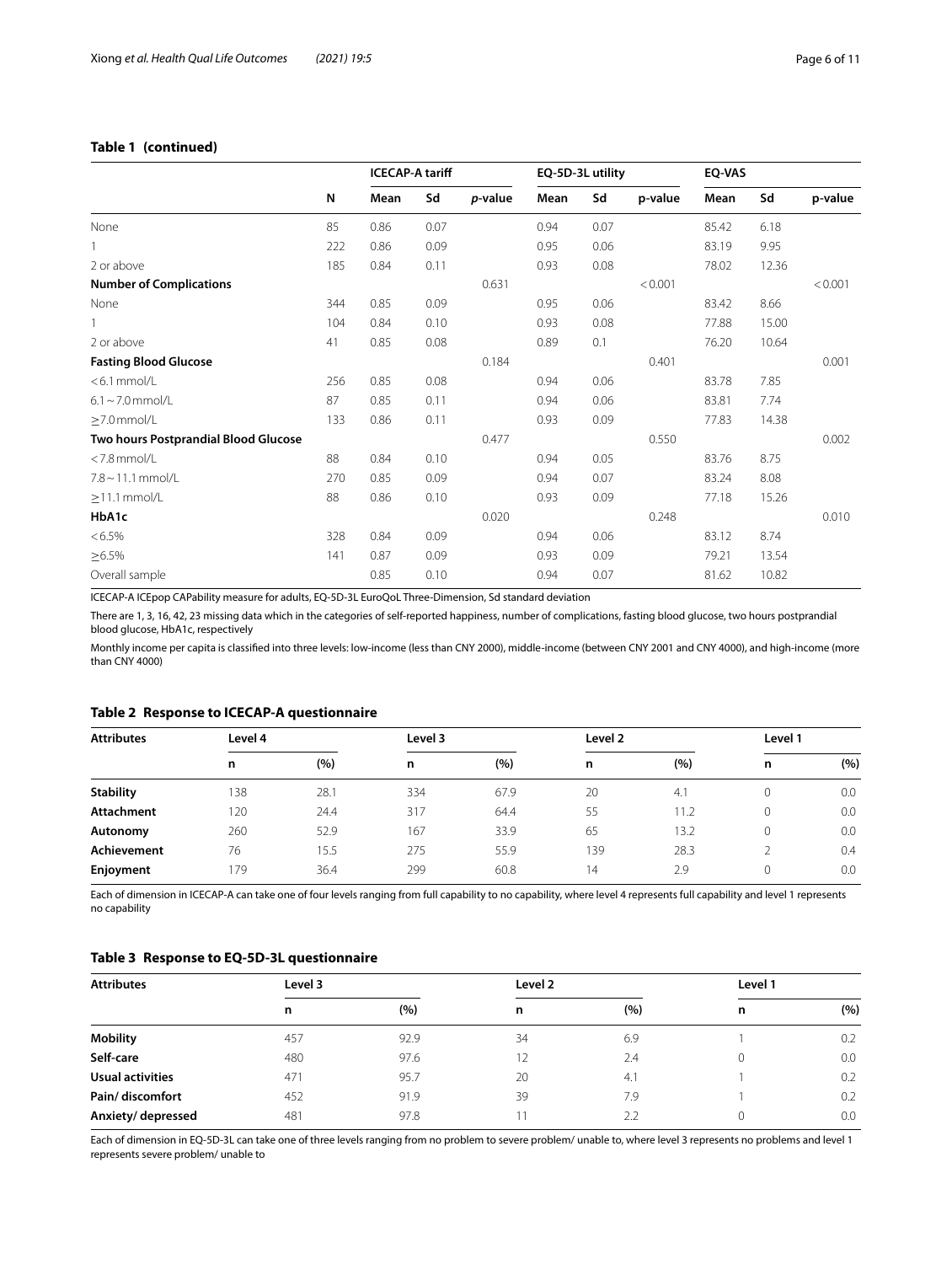**Table 1 (continued)**

| | N | ICECAP-A tariff | | | EQ-5D-3L utility | | | EQ-VAS | | |
|---|---|---|---|---|---|---|---|---|---|---|
| | | Mean | Sd | *p*-value | Mean | Sd | p-value | Mean | Sd | p-value |
| None | 85 | 0.86 | 0.07 | | 0.94 | 0.07 | | 85.42 | 6.18 | |
| 1 | 222 | 0.86 | 0.09 | | 0.95 | 0.06 | | 83.19 | 9.95 | |
| 2 or above | 185 | 0.84 | 0.11 | | 0.93 | 0.08 | | 78.02 | 12.36 | |
| **Number of Complications** | | | | 0.631 | | | < 0.001 | | | < 0.001 |
| None | 344 | 0.85 | 0.09 | | 0.95 | 0.06 | | 83.42 | 8.66 | |
| 1 | 104 | 0.84 | 0.10 | | 0.93 | 0.08 | | 77.88 | 15.00 | |
| 2 or above | 41 | 0.85 | 0.08 | | 0.89 | 0.1 | | 76.20 | 10.64 | |
| **Fasting Blood Glucose** | | | | 0.184 | | | 0.401 | | | 0.001 |
| < 6.1 mmol/L | 256 | 0.85 | 0.08 | | 0.94 | 0.06 | | 83.78 | 7.85 | |
| 6.1 ~ 7.0 mmol/L | 87 | 0.85 | 0.11 | | 0.94 | 0.06 | | 83.81 | 7.74 | |
| ≥7.0 mmol/L | 133 | 0.86 | 0.11 | | 0.93 | 0.09 | | 77.83 | 14.38 | |
| **Two hours Postprandial Blood Glucose** | | | | 0.477 | | | 0.550 | | | 0.002 |
| < 7.8 mmol/L | 88 | 0.84 | 0.10 | | 0.94 | 0.05 | | 83.76 | 8.75 | |
| 7.8 ~ 11.1 mmol/L | 270 | 0.85 | 0.09 | | 0.94 | 0.07 | | 83.24 | 8.08 | |
| ≥11.1 mmol/L | 88 | 0.86 | 0.10 | | 0.93 | 0.09 | | 77.18 | 15.26 | |
| **HbA1c** | | | | 0.020 | | | 0.248 | | | 0.010 |
| < 6.5% | 328 | 0.84 | 0.09 | | 0.94 | 0.06 | | 83.12 | 8.74 | |
| ≥6.5% | 141 | 0.87 | 0.09 | | 0.93 | 0.09 | | 79.21 | 13.54 | |
| Overall sample | | 0.85 | 0.10 | | 0.94 | 0.07 | | 81.62 | 10.82 | |

ICECAP-A ICEpop CAPability measure for adults, EQ-5D-3L EuroQoL Three-Dimension, Sd standard deviation

There are 1, 3, 16, 42, 23 missing data which in the categories of self-reported happiness, number of complications, fasting blood glucose, two hours postprandial blood glucose, HbA1c, respectively

Monthly income per capita is classified into three levels: low-income (less than CNY 2000), middle-income (between CNY 2001 and CNY 4000), and high-income (more than CNY 4000)

**Table 2 Response to ICECAP-A questionnaire**

| Attributes | Level 4 | | Level 3 | | Level 2 | | Level 1 | |
|---|---|---|---|---|---|---|---|---|
| | n | (%) | n | (%) | n | (%) | n | (%) |
| **Stability** | 138 | 28.1 | 334 | 67.9 | 20 | 4.1 | 0 | 0.0 |
| **Attachment** | 120 | 24.4 | 317 | 64.4 | 55 | 11.2 | 0 | 0.0 |
| **Autonomy** | 260 | 52.9 | 167 | 33.9 | 65 | 13.2 | 0 | 0.0 |
| **Achievement** | 76 | 15.5 | 275 | 55.9 | 139 | 28.3 | 2 | 0.4 |
| **Enjoyment** | 179 | 36.4 | 299 | 60.8 | 14 | 2.9 | 0 | 0.0 |

Each of dimension in ICECAP-A can take one of four levels ranging from full capability to no capability, where level 4 represents full capability and level 1 represents no capability

**Table 3 Response to EQ-5D-3L questionnaire**

| Attributes | Level 3 | | Level 2 | | Level 1 | |
|---|---|---|---|---|---|---|
| | n | (%) | n | (%) | n | (%) |
| **Mobility** | 457 | 92.9 | 34 | 6.9 | 1 | 0.2 |
| **Self-care** | 480 | 97.6 | 12 | 2.4 | 0 | 0.0 |
| **Usual activities** | 471 | 95.7 | 20 | 4.1 | 1 | 0.2 |
| **Pain/ discomfort** | 452 | 91.9 | 39 | 7.9 | 1 | 0.2 |
| **Anxiety/ depressed** | 481 | 97.8 | 11 | 2.2 | 0 | 0.0 |

Each of dimension in EQ-5D-3L can take one of three levels ranging from no problem to severe problem/ unable to, where level 3 represents no problems and level 1 represents severe problem/ unable to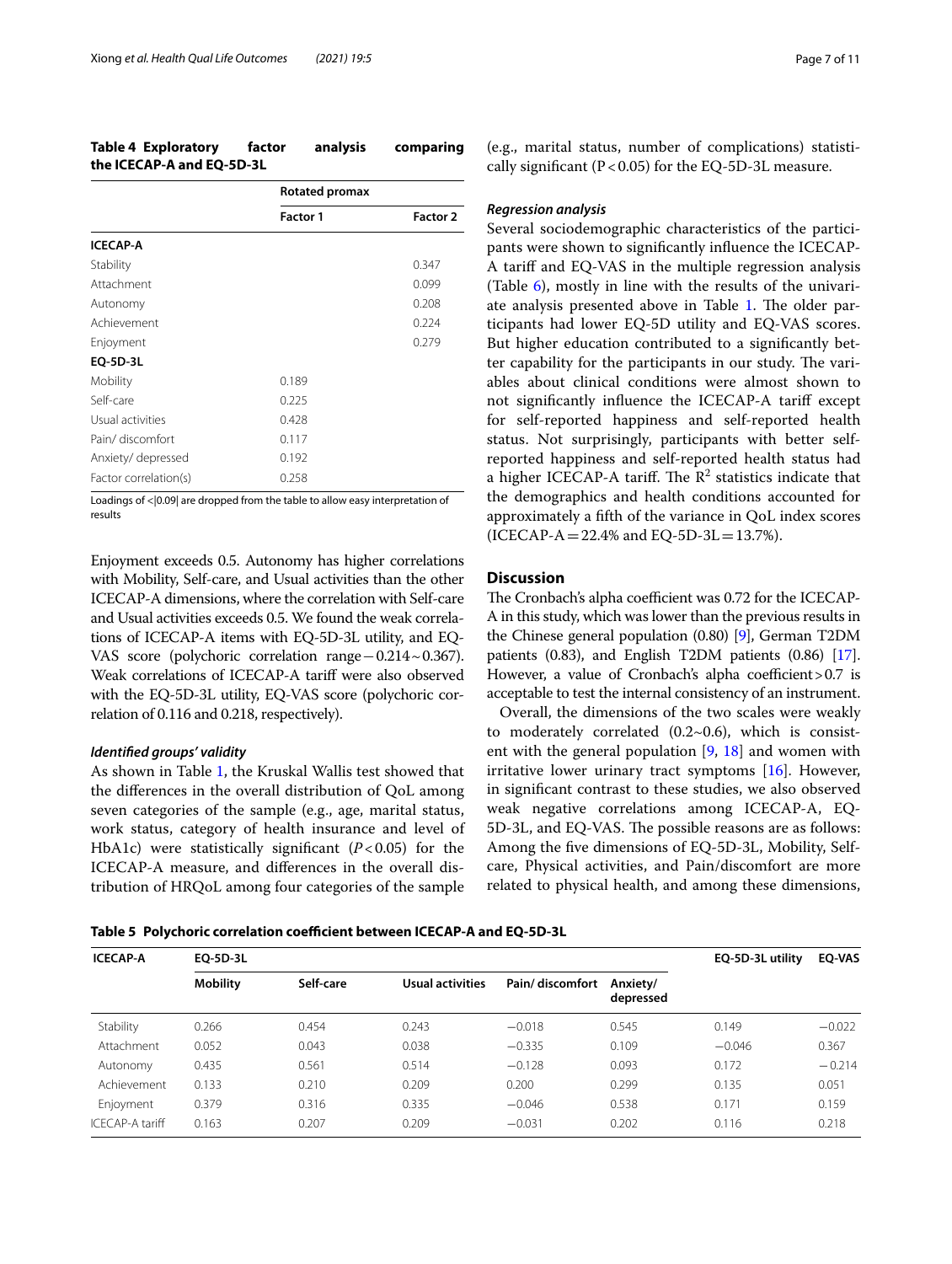**Table 4 Exploratory factor analysis comparing the ICECAP-A and EQ-5D-3L**

| | Rotated promax | |
|---|---|---|
| | Factor 1 | Factor 2 |
| **ICECAP-A** | | |
| Stability | | 0.347 |
| Attachment | | 0.099 |
| Autonomy | | 0.208 |
| Achievement | | 0.224 |
| Enjoyment | | 0.279 |
| **EQ-5D-3L** | | |
| Mobility | 0.189 | |
| Self-care | 0.225 | |
| Usual activities | 0.428 | |
| Pain/ discomfort | 0.117 | |
| Anxiety/ depressed | 0.192 | |
| Factor correlation(s) | 0.258 | |

Loadings of <|0.09| are dropped from the table to allow easy interpretation of results

Enjoyment exceeds 0.5. Autonomy has higher correlations with Mobility, Self-care, and Usual activities than the other ICECAP-A dimensions, where the correlation with Self-care and Usual activities exceeds 0.5. We found the weak correlations of ICECAP-A items with EQ-5D-3L utility, and EQ-VAS score (polychoric correlation range − 0.214 ~ 0.367). Weak correlations of ICECAP-A tariff were also observed with the EQ-5D-3L utility, EQ-VAS score (polychoric correlation of 0.116 and 0.218, respectively).

### *Identified groups' validity*

As shown in Table 1, the Kruskal Wallis test showed that the differences in the overall distribution of QoL among seven categories of the sample (e.g., age, marital status, work status, category of health insurance and level of HbA1c) were statistically significant ($P < 0.05$) for the ICECAP-A measure, and differences in the overall distribution of HRQoL among four categories of the sample (e.g., marital status, number of complications) statistically significant ($P < 0.05$) for the EQ-5D-3L measure.

### *Regression analysis*

Several sociodemographic characteristics of the participants were shown to significantly influence the ICECAP-A tariff and EQ-VAS in the multiple regression analysis (Table 6), mostly in line with the results of the univariate analysis presented above in Table 1. The older participants had lower EQ-5D utility and EQ-VAS scores. But higher education contributed to a significantly better capability for the participants in our study. The variables about clinical conditions were almost shown to not significantly influence the ICECAP-A tariff except for self-reported happiness and self-reported health status. Not surprisingly, participants with better self-reported happiness and self-reported health status had a higher ICECAP-A tariff. The $R^2$ statistics indicate that the demographics and health conditions accounted for approximately a fifth of the variance in QoL index scores (ICECAP-A = 22.4% and EQ-5D-3L = 13.7%).

## Discussion

The Cronbach's alpha coefficient was 0.72 for the ICECAP-A in this study, which was lower than the previous results in the Chinese general population (0.80) [9], German T2DM patients (0.83), and English T2DM patients (0.86) [17]. However, a value of Cronbach's alpha coefficient > 0.7 is acceptable to test the internal consistency of an instrument.

Overall, the dimensions of the two scales were weakly to moderately correlated (0.2~0.6), which is consistent with the general population [9, 18] and women with irritative lower urinary tract symptoms [16]. However, in significant contrast to these studies, we also observed weak negative correlations among ICECAP-A, EQ-5D-3L, and EQ-VAS. The possible reasons are as follows: Among the five dimensions of EQ-5D-3L, Mobility, Self-care, Physical activities, and Pain/discomfort are more related to physical health, and among these dimensions,

**Table 5 Polychoric correlation coefficient between ICECAP-A and EQ-5D-3L**

| ICECAP-A | EQ-5D-3L | | | | | EQ-5D-3L utility | EQ-VAS |
|---|---|---|---|---|---|---|---|
| | Mobility | Self-care | Usual activities | Pain/ discomfort | Anxiety/ depressed | | |
| Stability | 0.266 | 0.454 | 0.243 | −0.018 | 0.545 | 0.149 | −0.022 |
| Attachment | 0.052 | 0.043 | 0.038 | −0.335 | 0.109 | −0.046 | 0.367 |
| Autonomy | 0.435 | 0.561 | 0.514 | −0.128 | 0.093 | 0.172 | −0.214 |
| Achievement | 0.133 | 0.210 | 0.209 | 0.200 | 0.299 | 0.135 | 0.051 |
| Enjoyment | 0.379 | 0.316 | 0.335 | −0.046 | 0.538 | 0.171 | 0.159 |
| ICECAP-A tariff | 0.163 | 0.207 | 0.209 | −0.031 | 0.202 | 0.116 | 0.218 |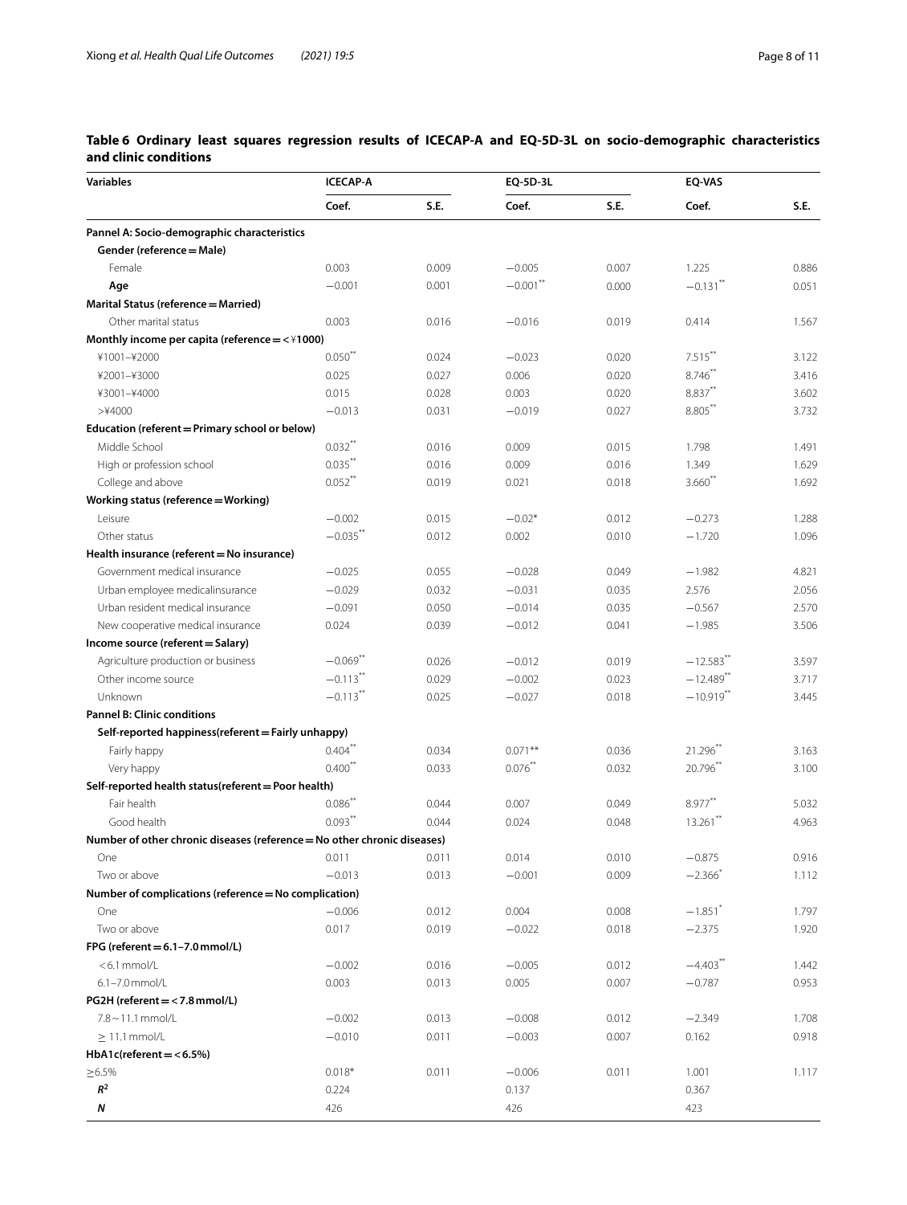**Table 6 Ordinary least squares regression results of ICECAP-A and EQ-5D-3L on socio-demographic characteristics and clinic conditions**

| Variables | ICECAP-A | | EQ-5D-3L | | EQ-VAS | |
|---|---|---|---|---|---|---|
| | Coef. | S.E. | Coef. | S.E. | Coef. | S.E. |
| **Pannel A: Socio-demographic characteristics** | | | | | | |
| **Gender (reference = Male)** | | | | | | |
| Female | 0.003 | 0.009 | −0.005 | 0.007 | 1.225 | 0.886 |
| **Age** | −0.001 | 0.001 | −0.001** | 0.000 | −0.131** | 0.051 |
| **Marital Status (reference = Married)** | | | | | | |
| Other marital status | 0.003 | 0.016 | −0.016 | 0.019 | 0.414 | 1.567 |
| **Monthly income per capita (reference = <¥1000)** | | | | | | |
| ¥1001–¥2000 | 0.050** | 0.024 | −0.023 | 0.020 | 7.515** | 3.122 |
| ¥2001–¥3000 | 0.025 | 0.027 | 0.006 | 0.020 | 8.746** | 3.416 |
| ¥3001–¥4000 | 0.015 | 0.028 | 0.003 | 0.020 | 8.837** | 3.602 |
| >¥4000 | −0.013 | 0.031 | −0.019 | 0.027 | 8.805** | 3.732 |
| **Education (referent = Primary school or below)** | | | | | | |
| Middle School | 0.032** | 0.016 | 0.009 | 0.015 | 1.798 | 1.491 |
| High or profession school | 0.035** | 0.016 | 0.009 | 0.016 | 1.349 | 1.629 |
| College and above | 0.052** | 0.019 | 0.021 | 0.018 | 3.660** | 1.692 |
| **Working status (reference = Working)** | | | | | | |
| Leisure | −0.002 | 0.015 | −0.02* | 0.012 | −0.273 | 1.288 |
| Other status | −0.035** | 0.012 | 0.002 | 0.010 | −1.720 | 1.096 |
| **Health insurance (referent = No insurance)** | | | | | | |
| Government medical insurance | −0.025 | 0.055 | −0.028 | 0.049 | −1.982 | 4.821 |
| Urban employee medicalinsurance | −0.029 | 0.032 | −0.031 | 0.035 | 2.576 | 2.056 |
| Urban resident medical insurance | −0.091 | 0.050 | −0.014 | 0.035 | −0.567 | 2.570 |
| New cooperative medical insurance | 0.024 | 0.039 | −0.012 | 0.041 | −1.985 | 3.506 |
| **Income source (referent = Salary)** | | | | | | |
| Agriculture production or business | −0.069** | 0.026 | −0.012 | 0.019 | −12.583** | 3.597 |
| Other income source | −0.113** | 0.029 | −0.002 | 0.023 | −12.489** | 3.717 |
| Unknown | −0.113** | 0.025 | −0.027 | 0.018 | −10.919** | 3.445 |
| **Pannel B: Clinic conditions** | | | | | | |
| **Self-reported happiness(referent = Fairly unhappy)** | | | | | | |
| Fairly happy | 0.404** | 0.034 | 0.071** | 0.036 | 21.296** | 3.163 |
| Very happy | 0.400** | 0.033 | 0.076** | 0.032 | 20.796** | 3.100 |
| **Self-reported health status(referent = Poor health)** | | | | | | |
| Fair health | 0.086** | 0.044 | 0.007 | 0.049 | 8.977** | 5.032 |
| Good health | 0.093** | 0.044 | 0.024 | 0.048 | 13.261** | 4.963 |
| **Number of other chronic diseases (reference = No other chronic diseases)** | | | | | | |
| One | 0.011 | 0.011 | 0.014 | 0.010 | −0.875 | 0.916 |
| Two or above | −0.013 | 0.013 | −0.001 | 0.009 | −2.366* | 1.112 |
| **Number of complications (reference = No complication)** | | | | | | |
| One | −0.006 | 0.012 | 0.004 | 0.008 | −1.851* | 1.797 |
| Two or above | 0.017 | 0.019 | −0.022 | 0.018 | −2.375 | 1.920 |
| **FPG (referent = 6.1–7.0 mmol/L)** | | | | | | |
| <6.1 mmol/L | −0.002 | 0.016 | −0.005 | 0.012 | −4.403** | 1.442 |
| 6.1–7.0 mmol/L | 0.003 | 0.013 | 0.005 | 0.007 | −0.787 | 0.953 |
| **PG2H (referent = <7.8 mmol/L)** | | | | | | |
| 7.8 ~ 11.1 mmol/L | −0.002 | 0.013 | −0.008 | 0.012 | −2.349 | 1.708 |
| ≥ 11.1 mmol/L | −0.010 | 0.011 | −0.003 | 0.007 | 0.162 | 0.918 |
| **HbA1c(referent = <6.5%)** | | | | | | |
| ≥6.5% | 0.018* | 0.011 | −0.006 | 0.011 | 1.001 | 1.117 |
| $R^2$ | 0.224 | | 0.137 | | 0.367 | |
| *N* | 426 | | 426 | | 423 | |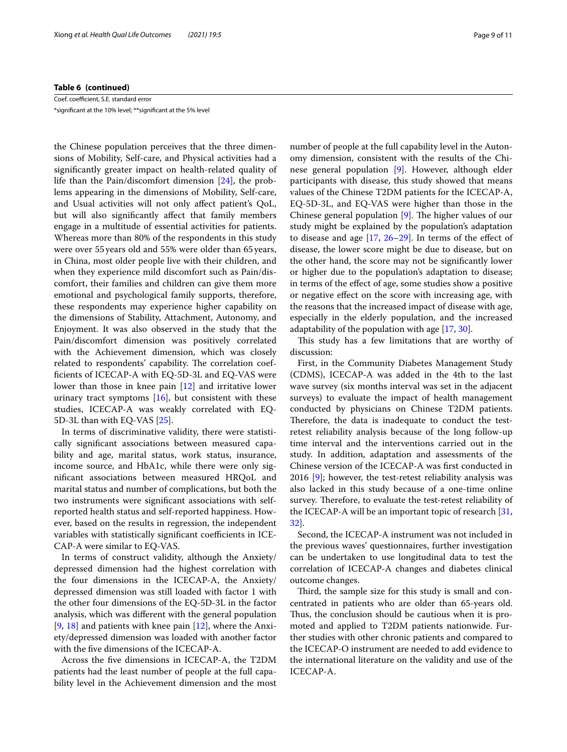**Table 6 (continued)**

Coef. coefficient, S.E. standard error

*significant at the 10% level; **significant at the 5% level

the Chinese population perceives that the three dimensions of Mobility, Self-care, and Physical activities had a significantly greater impact on health-related quality of life than the Pain/discomfort dimension [24], the problems appearing in the dimensions of Mobility, Self-care, and Usual activities will not only affect patient's QoL, but will also significantly affect that family members engage in a multitude of essential activities for patients. Whereas more than 80% of the respondents in this study were over 55 years old and 55% were older than 65 years, in China, most older people live with their children, and when they experience mild discomfort such as Pain/discomfort, their families and children can give them more emotional and psychological family supports, therefore, these respondents may experience higher capability on the dimensions of Stability, Attachment, Autonomy, and Enjoyment. It was also observed in the study that the Pain/discomfort dimension was positively correlated with the Achievement dimension, which was closely related to respondents' capability. The correlation coefficients of ICECAP-A with EQ-5D-3L and EQ-VAS were lower than those in knee pain [12] and irritative lower urinary tract symptoms [16], but consistent with these studies, ICECAP-A was weakly correlated with EQ-5D-3L than with EQ-VAS [25].

In terms of discriminative validity, there were statistically significant associations between measured capability and age, marital status, work status, insurance, income source, and HbA1c, while there were only significant associations between measured HRQoL and marital status and number of complications, but both the two instruments were significant associations with self-reported health status and self-reported happiness. However, based on the results in regression, the independent variables with statistically significant coefficients in ICECAP-A were similar to EQ-VAS.

In terms of construct validity, although the Anxiety/depressed dimension had the highest correlation with the four dimensions in the ICECAP-A, the Anxiety/depressed dimension was still loaded with factor 1 with the other four dimensions of the EQ-5D-3L in the factor analysis, which was different with the general population [9, 18] and patients with knee pain [12], where the Anxiety/depressed dimension was loaded with another factor with the five dimensions of the ICECAP-A.

Across the five dimensions in ICECAP-A, the T2DM patients had the least number of people at the full capability level in the Achievement dimension and the most number of people at the full capability level in the Autonomy dimension, consistent with the results of the Chinese general population [9]. However, although elder participants with disease, this study showed that means values of the Chinese T2DM patients for the ICECAP-A, EQ-5D-3L, and EQ-VAS were higher than those in the Chinese general population [9]. The higher values of our study might be explained by the population's adaptation to disease and age [17, 26–29]. In terms of the effect of disease, the lower score might be due to disease, but on the other hand, the score may not be significantly lower or higher due to the population's adaptation to disease; in terms of the effect of age, some studies show a positive or negative effect on the score with increasing age, with the reasons that the increased impact of disease with age, especially in the elderly population, and the increased adaptability of the population with age [17, 30].

This study has a few limitations that are worthy of discussion:

First, in the Community Diabetes Management Study (CDMS), ICECAP-A was added in the 4th to the last wave survey (six months interval was set in the adjacent surveys) to evaluate the impact of health management conducted by physicians on Chinese T2DM patients. Therefore, the data is inadequate to conduct the test-retest reliability analysis because of the long follow-up time interval and the interventions carried out in the study. In addition, adaptation and assessments of the Chinese version of the ICECAP-A was first conducted in 2016 [9]; however, the test-retest reliability analysis was also lacked in this study because of a one-time online survey. Therefore, to evaluate the test-retest reliability of the ICECAP-A will be an important topic of research [31, 32].

Second, the ICECAP-A instrument was not included in the previous waves' questionnaires, further investigation can be undertaken to use longitudinal data to test the correlation of ICECAP-A changes and diabetes clinical outcome changes.

Third, the sample size for this study is small and concentrated in patients who are older than 65-years old. Thus, the conclusion should be cautious when it is promoted and applied to T2DM patients nationwide. Further studies with other chronic patients and compared to the ICECAP-O instrument are needed to add evidence to the international literature on the validity and use of the ICECAP-A.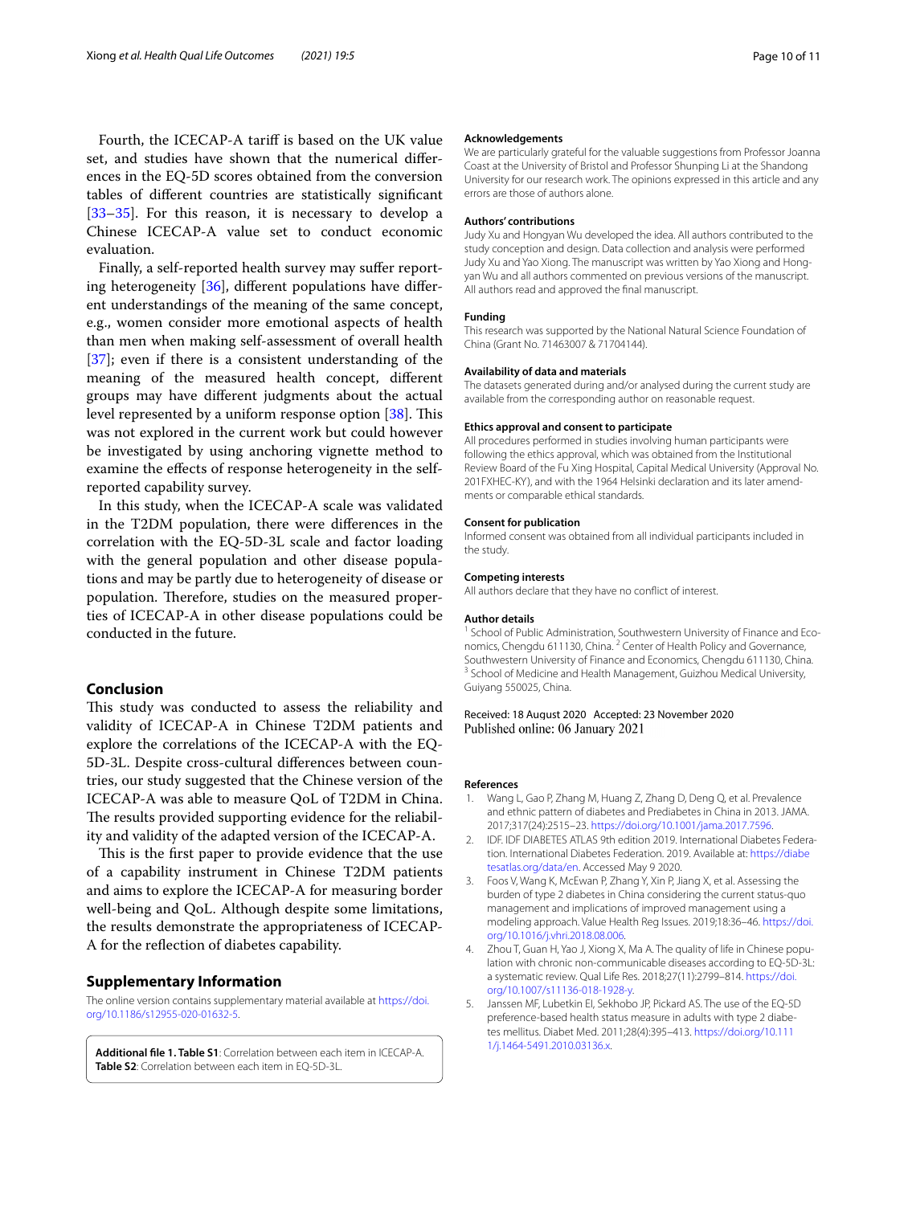Fourth, the ICECAP-A tariff is based on the UK value set, and studies have shown that the numerical differences in the EQ-5D scores obtained from the conversion tables of different countries are statistically significant [33–35]. For this reason, it is necessary to develop a Chinese ICECAP-A value set to conduct economic evaluation.

Finally, a self-reported health survey may suffer reporting heterogeneity [36], different populations have different understandings of the meaning of the same concept, e.g., women consider more emotional aspects of health than men when making self-assessment of overall health [37]; even if there is a consistent understanding of the meaning of the measured health concept, different groups may have different judgments about the actual level represented by a uniform response option [38]. This was not explored in the current work but could however be investigated by using anchoring vignette method to examine the effects of response heterogeneity in the self-reported capability survey.

In this study, when the ICECAP-A scale was validated in the T2DM population, there were differences in the correlation with the EQ-5D-3L scale and factor loading with the general population and other disease populations and may be partly due to heterogeneity of disease or population. Therefore, studies on the measured properties of ICECAP-A in other disease populations could be conducted in the future.

## Conclusion

This study was conducted to assess the reliability and validity of ICECAP-A in Chinese T2DM patients and explore the correlations of the ICECAP-A with the EQ-5D-3L. Despite cross-cultural differences between countries, our study suggested that the Chinese version of the ICECAP-A was able to measure QoL of T2DM in China. The results provided supporting evidence for the reliability and validity of the adapted version of the ICECAP-A.

This is the first paper to provide evidence that the use of a capability instrument in Chinese T2DM patients and aims to explore the ICECAP-A for measuring border well-being and QoL. Although despite some limitations, the results demonstrate the appropriateness of ICECAP-A for the reflection of diabetes capability.

## Supplementary Information

The online version contains supplementary material available at https://doi.org/10.1186/s12955-020-01632-5.

**Additional file 1. Table S1**: Correlation between each item in ICECAP-A. **Table S2**: Correlation between each item in EQ-5D-3L.

#### Acknowledgements

We are particularly grateful for the valuable suggestions from Professor Joanna Coast at the University of Bristol and Professor Shunping Li at the Shandong University for our research work. The opinions expressed in this article and any errors are those of authors alone.

#### Authors' contributions

Judy Xu and Hongyan Wu developed the idea. All authors contributed to the study conception and design. Data collection and analysis were performed Judy Xu and Yao Xiong. The manuscript was written by Yao Xiong and Hongyan Wu and all authors commented on previous versions of the manuscript. All authors read and approved the final manuscript.

#### Funding

This research was supported by the National Natural Science Foundation of China (Grant No. 71463007 & 71704144).

#### Availability of data and materials

The datasets generated during and/or analysed during the current study are available from the corresponding author on reasonable request.

#### Ethics approval and consent to participate

All procedures performed in studies involving human participants were following the ethics approval, which was obtained from the Institutional Review Board of the Fu Xing Hospital, Capital Medical University (Approval No. 201FXHEC-KY), and with the 1964 Helsinki declaration and its later amendments or comparable ethical standards.

#### Consent for publication

Informed consent was obtained from all individual participants included in the study.

#### Competing interests

All authors declare that they have no conflict of interest.

#### Author details

[1] School of Public Administration, Southwestern University of Finance and Economics, Chengdu 611130, China. [2] Center of Health Policy and Governance, Southwestern University of Finance and Economics, Chengdu 611130, China. [3] School of Medicine and Health Management, Guizhou Medical University, Guiyang 550025, China.

Received: 18 August 2020 Accepted: 23 November 2020
Published online: 06 January 2021

#### References

1. Wang L, Gao P, Zhang M, Huang Z, Zhang D, Deng Q, et al. Prevalence and ethnic pattern of diabetes and Prediabetes in China in 2013. JAMA. 2017;317(24):2515–23. https://doi.org/10.1001/jama.2017.7596.
2. IDF. IDF DIABETES ATLAS 9th edition 2019. International Diabetes Federation. International Diabetes Federation. 2019. Available at: https://diabetesatlas.org/data/en. Accessed May 9 2020.
3. Foos V, Wang K, McEwan P, Zhang Y, Xin P, Jiang X, et al. Assessing the burden of type 2 diabetes in China considering the current status-quo management and implications of improved management using a modeling approach. Value Health Reg Issues. 2019;18:36–46. https://doi.org/10.1016/j.vhri.2018.08.006.
4. Zhou T, Guan H, Yao J, Xiong X, Ma A. The quality of life in Chinese population with chronic non-communicable diseases according to EQ-5D-3L: a systematic review. Qual Life Res. 2018;27(11):2799–814. https://doi.org/10.1007/s11136-018-1928-y.
5. Janssen MF, Lubetkin EI, Sekhobo JP, Pickard AS. The use of the EQ-5D preference-based health status measure in adults with type 2 diabetes mellitus. Diabet Med. 2011;28(4):395–413. https://doi.org/10.1111/j.1464-5491.2010.03136.x.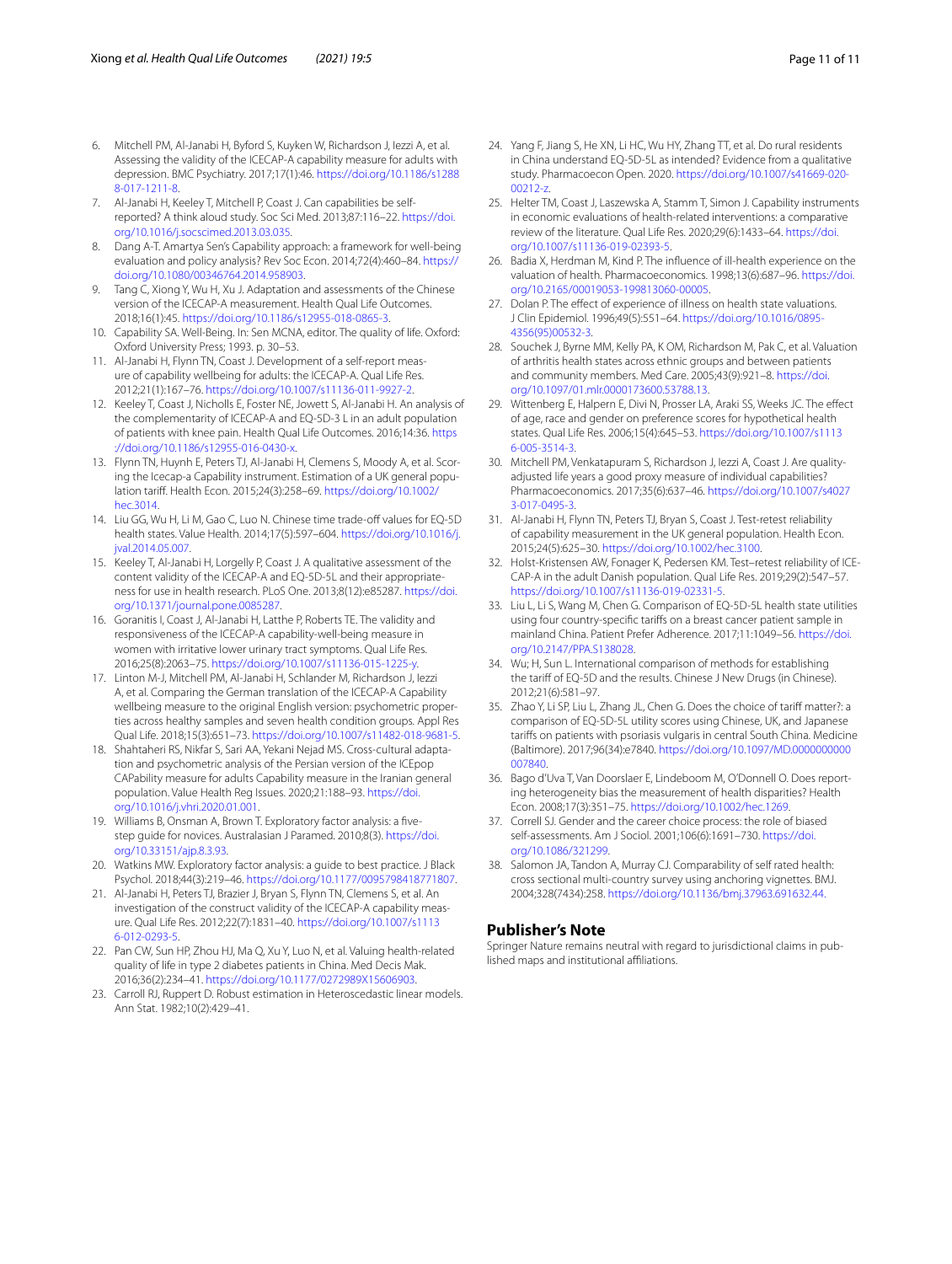6. Mitchell PM, Al-Janabi H, Byford S, Kuyken W, Richardson J, Iezzi A, et al. Assessing the validity of the ICECAP-A capability measure for adults with depression. BMC Psychiatry. 2017;17(1):46. https://doi.org/10.1186/s12888-017-1211-8.
7. Al-Janabi H, Keeley T, Mitchell P, Coast J. Can capabilities be self-reported? A think aloud study. Soc Sci Med. 2013;87:116–22. https://doi.org/10.1016/j.socscimed.2013.03.035.
8. Dang A-T. Amartya Sen's Capability approach: a framework for well-being evaluation and policy analysis? Rev Soc Econ. 2014;72(4):460–84. https://doi.org/10.1080/00346764.2014.958903.
9. Tang C, Xiong Y, Wu H, Xu J. Adaptation and assessments of the Chinese version of the ICECAP-A measurement. Health Qual Life Outcomes. 2018;16(1):45. https://doi.org/10.1186/s12955-018-0865-3.
10. Capability SA. Well-Being. In: Sen MCNA, editor. The quality of life. Oxford: Oxford University Press; 1993. p. 30–53.
11. Al-Janabi H, Flynn TN, Coast J. Development of a self-report measure of capability wellbeing for adults: the ICECAP-A. Qual Life Res. 2012;21(1):167–76. https://doi.org/10.1007/s11136-011-9927-2.
12. Keeley T, Coast J, Nicholls E, Foster NE, Jowett S, Al-Janabi H. An analysis of the complementarity of ICECAP-A and EQ-5D-3 L in an adult population of patients with knee pain. Health Qual Life Outcomes. 2016;14:36. https://doi.org/10.1186/s12955-016-0430-x.
13. Flynn TN, Huynh E, Peters TJ, Al-Janabi H, Clemens S, Moody A, et al. Scoring the Icecap-a Capability instrument. Estimation of a UK general population tariff. Health Econ. 2015;24(3):258–69. https://doi.org/10.1002/hec.3014.
14. Liu GG, Wu H, Li M, Gao C, Luo N. Chinese time trade-off values for EQ-5D health states. Value Health. 2014;17(5):597–604. https://doi.org/10.1016/j.jval.2014.05.007.
15. Keeley T, Al-Janabi H, Lorgelly P, Coast J. A qualitative assessment of the content validity of the ICECAP-A and EQ-5D-5L and their appropriateness for use in health research. PLoS One. 2013;8(12):e85287. https://doi.org/10.1371/journal.pone.0085287.
16. Goranitis I, Coast J, Al-Janabi H, Latthe P, Roberts TE. The validity and responsiveness of the ICECAP-A capability-well-being measure in women with irritative lower urinary tract symptoms. Qual Life Res. 2016;25(8):2063–75. https://doi.org/10.1007/s11136-015-1225-y.
17. Linton M-J, Mitchell PM, Al-Janabi H, Schlander M, Richardson J, Iezzi A, et al. Comparing the German translation of the ICECAP-A Capability wellbeing measure to the original English version: psychometric properties across healthy samples and seven health condition groups. Appl Res Qual Life. 2018;15(3):651–73. https://doi.org/10.1007/s11482-018-9681-5.
18. Shahtaheri RS, Nikfar S, Sari AA, Yekani Nejad MS. Cross-cultural adaptation and psychometric analysis of the Persian version of the ICEpop CAPability measure for adults Capability measure in the Iranian general population. Value Health Reg Issues. 2020;21:188–93. https://doi.org/10.1016/j.vhri.2020.01.001.
19. Williams B, Onsman A, Brown T. Exploratory factor analysis: a five-step guide for novices. Australasian J Paramed. 2010;8(3). https://doi.org/10.33151/ajp.8.3.93.
20. Watkins MW. Exploratory factor analysis: a guide to best practice. J Black Psychol. 2018;44(3):219–46. https://doi.org/10.1177/0095798418771807.
21. Al-Janabi H, Peters TJ, Brazier J, Bryan S, Flynn TN, Clemens S, et al. An investigation of the construct validity of the ICECAP-A capability measure. Qual Life Res. 2012;22(7):1831–40. https://doi.org/10.1007/s11136-012-0293-5.
22. Pan CW, Sun HP, Zhou HJ, Ma Q, Xu Y, Luo N, et al. Valuing health-related quality of life in type 2 diabetes patients in China. Med Decis Mak. 2016;36(2):234–41. https://doi.org/10.1177/0272989X15606903.
23. Carroll RJ, Ruppert D. Robust estimation in Heteroscedastic linear models. Ann Stat. 1982;10(2):429–41.
24. Yang F, Jiang S, He XN, Li HC, Wu HY, Zhang TT, et al. Do rural residents in China understand EQ-5D-5L as intended? Evidence from a qualitative study. Pharmacoecon Open. 2020. https://doi.org/10.1007/s41669-020-00212-z.
25. Helter TM, Coast J, Laszewska A, Stamm T, Simon J. Capability instruments in economic evaluations of health-related interventions: a comparative review of the literature. Qual Life Res. 2020;29(6):1433–64. https://doi.org/10.1007/s11136-019-02393-5.
26. Badia X, Herdman M, Kind P. The influence of ill-health experience on the valuation of health. Pharmacoeconomics. 1998;13(6):687–96. https://doi.org/10.2165/00019053-199813060-00005.
27. Dolan P. The effect of experience of illness on health state valuations. J Clin Epidemiol. 1996;49(5):551–64. https://doi.org/10.1016/0895-4356(95)00532-3.
28. Souchek J, Byrne MM, Kelly PA, K OM, Richardson M, Pak C, et al. Valuation of arthritis health states across ethnic groups and between patients and community members. Med Care. 2005;43(9):921–8. https://doi.org/10.1097/01.mlr.0000173600.53788.13.
29. Wittenberg E, Halpern E, Divi N, Prosser LA, Araki SS, Weeks JC. The effect of age, race and gender on preference scores for hypothetical health states. Qual Life Res. 2006;15(4):645–53. https://doi.org/10.1007/s11136-005-3514-3.
30. Mitchell PM, Venkatapuram S, Richardson J, Iezzi A, Coast J. Are quality-adjusted life years a good proxy measure of individual capabilities? Pharmacoeconomics. 2017;35(6):637–46. https://doi.org/10.1007/s40273-017-0495-3.
31. Al-Janabi H, Flynn TN, Peters TJ, Bryan S, Coast J. Test-retest reliability of capability measurement in the UK general population. Health Econ. 2015;24(5):625–30. https://doi.org/10.1002/hec.3100.
32. Holst-Kristensen AW, Fonager K, Pedersen KM. Test–retest reliability of ICECAP-A in the adult Danish population. Qual Life Res. 2019;29(2):547–57. https://doi.org/10.1007/s11136-019-02331-5.
33. Liu L, Li S, Wang M, Chen G. Comparison of EQ-5D-5L health state utilities using four country-specific tariffs on a breast cancer patient sample in mainland China. Patient Prefer Adherence. 2017;11:1049–56. https://doi.org/10.2147/PPA.S138028.
34. Wu; H, Sun L. International comparison of methods for establishing the tariff of EQ-5D and the results. Chinese J New Drugs (in Chinese). 2012;21(6):581–97.
35. Zhao Y, Li SP, Liu L, Zhang JL, Chen G. Does the choice of tariff matter?: a comparison of EQ-5D-5L utility scores using Chinese, UK, and Japanese tariffs on patients with psoriasis vulgaris in central South China. Medicine (Baltimore). 2017;96(34):e7840. https://doi.org/10.1097/MD.0000000000007840.
36. Bago d'Uva T, Van Doorslaer E, Lindeboom M, O'Donnell O. Does reporting heterogeneity bias the measurement of health disparities? Health Econ. 2008;17(3):351–75. https://doi.org/10.1002/hec.1269.
37. Correll SJ. Gender and the career choice process: the role of biased self-assessments. Am J Sociol. 2001;106(6):1691–730. https://doi.org/10.1086/321299.
38. Salomon JA, Tandon A, Murray CJ. Comparability of self rated health: cross sectional multi-country survey using anchoring vignettes. BMJ. 2004;328(7434):258. https://doi.org/10.1136/bmj.37963.691632.44.

## Publisher's Note

Springer Nature remains neutral with regard to jurisdictional claims in published maps and institutional affiliations.